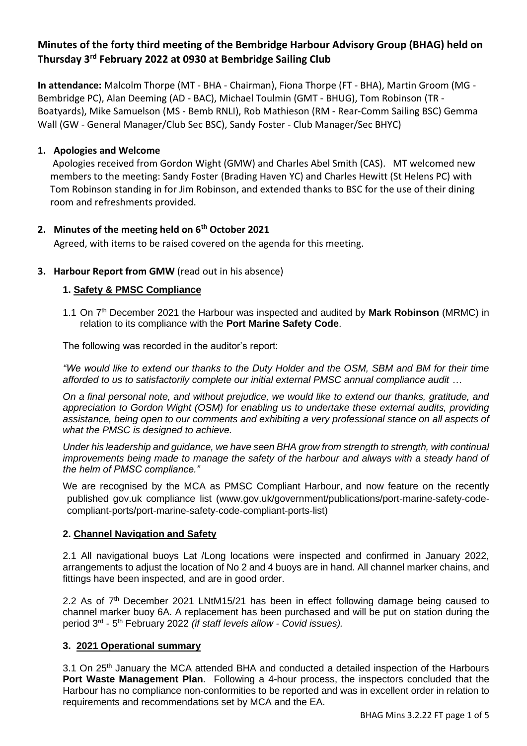# Minutes of the forty third meeting of the Bembridge Harbour Advisory Group (BHAG) held on Thursday 3rd February 2022 at 0930 at Bembridge Sailing Club

**In attendance:** Malcolm Thorpe (MT - BHA - Chairman), Fiona Thorpe (FT - BHA), Martin Groom (MG - Bembridge PC), Alan Deeming (AD - BAC), Michael Toulmin (GMT - BHUG), Tom Robinson (TR - Boatyards), Mike Samuelson (MS - Bemb RNLI), Rob Mathieson (RM - Rear-Comm Sailing BSC) Gemma Wall (GW - General Manager/Club Sec BSC), Sandy Foster - Club Manager/Sec BHYC)

## 1. Apologies and Welcome

Apologies received from Gordon Wight (GMW) and Charles Abel Smith (CAS). MT welcomed new members to the meeting: Sandy Foster (Brading Haven YC) and Charles Hewitt (St Helens PC) with Tom Robinson standing in for Jim Robinson, and extended thanks to BSC for the use of their dining room and refreshments provided.

## 2. Minutes of the meeting held on 6th October 2021

Agreed, with items to be raised covered on the agenda for this meeting.

## 3. Harbour Report from GMW (read out in his absence)

### 1. Safety & PMSC Compliance

1.1 On 7th December 2021 the Harbour was inspected and audited by **Mark Robinson** (MRMC) in relation to its compliance with the **Port Marine Safety Code**.

The following was recorded in the auditor's report:

*"We would like to extend our thanks to the Duty Holder and the OSM, SBM and BM for their time afforded to us to satisfactorily complete our initial external PMSC annual compliance audit …*

*On a final personal note, and without prejudice, we would like to extend our thanks, gratitude, and appreciation to Gordon Wight (OSM) for enabling us to undertake these external audits, providing assistance, being open to our comments and exhibiting a very professional stance on all aspects of what the PMSC is designed to achieve.*

*Under his leadership and guidance, we have seen BHA grow from strength to strength, with continual improvements being made to manage the safety of the harbour and always with a steady hand of the helm of PMSC compliance."*

We are recognised by the MCA as PMSC Compliant Harbour, and now feature on the recently published gov.uk compliance list (www.gov.uk/government/publications/port-marine-safety-code-compliant-ports/port-marine-safety-code-compliant-ports-list)

### 2. Channel Navigation and Safety

2.1 All navigational buoys Lat /Long locations were inspected and confirmed in January 2022, arrangements to adjust the location of No 2 and 4 buoys are in hand. All channel marker chains, and fittings have been inspected, and are in good order.

2.2 As of 7th December 2021 LNtM15/21 has been in effect following damage being caused to channel marker buoy 6A. A replacement has been purchased and will be put on station during the period 3rd - 5th February 2022 *(if staff levels allow - Covid issues).*

### 3. 2021 Operational summary

3.1 On 25th January the MCA attended BHA and conducted a detailed inspection of the Harbours **Port Waste Management Plan**. Following a 4-hour process, the inspectors concluded that the Harbour has no compliance non-conformities to be reported and was in excellent order in relation to requirements and recommendations set by MCA and the EA.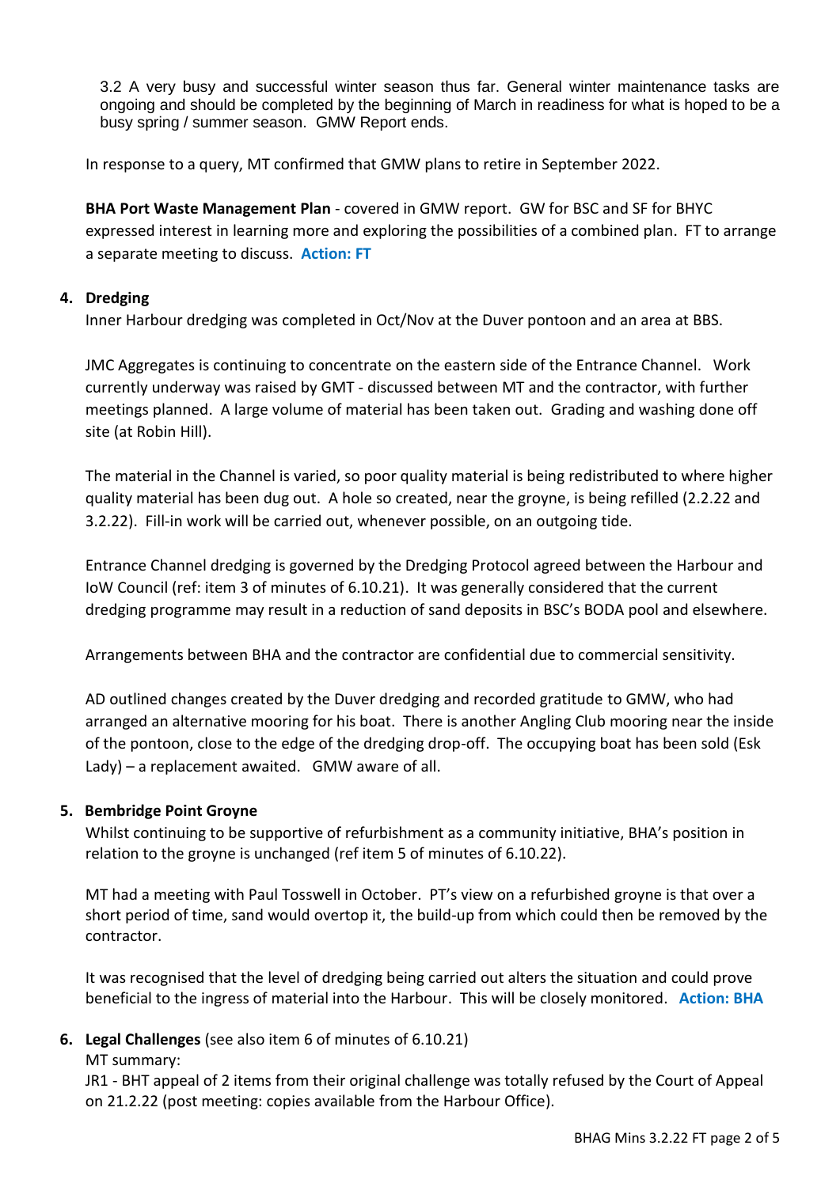3.2 A very busy and successful winter season thus far. General winter maintenance tasks are ongoing and should be completed by the beginning of March in readiness for what is hoped to be a busy spring / summer season. GMW Report ends.

In response to a query, MT confirmed that GMW plans to retire in September 2022.

**BHA Port Waste Management Plan** - covered in GMW report. GW for BSC and SF for BHYC expressed interest in learning more and exploring the possibilities of a combined plan. FT to arrange a separate meeting to discuss. **Action: FT**

## 4. Dredging

Inner Harbour dredging was completed in Oct/Nov at the Duver pontoon and an area at BBS.

JMC Aggregates is continuing to concentrate on the eastern side of the Entrance Channel. Work currently underway was raised by GMT - discussed between MT and the contractor, with further meetings planned. A large volume of material has been taken out. Grading and washing done off site (at Robin Hill).

The material in the Channel is varied, so poor quality material is being redistributed to where higher quality material has been dug out. A hole so created, near the groyne, is being refilled (2.2.22 and 3.2.22). Fill-in work will be carried out, whenever possible, on an outgoing tide.

Entrance Channel dredging is governed by the Dredging Protocol agreed between the Harbour and IoW Council (ref: item 3 of minutes of 6.10.21). It was generally considered that the current dredging programme may result in a reduction of sand deposits in BSC's BODA pool and elsewhere.

Arrangements between BHA and the contractor are confidential due to commercial sensitivity.

AD outlined changes created by the Duver dredging and recorded gratitude to GMW, who had arranged an alternative mooring for his boat. There is another Angling Club mooring near the inside of the pontoon, close to the edge of the dredging drop-off. The occupying boat has been sold (Esk Lady) – a replacement awaited. GMW aware of all.

## 5. Bembridge Point Groyne

Whilst continuing to be supportive of refurbishment as a community initiative, BHA's position in relation to the groyne is unchanged (ref item 5 of minutes of 6.10.22).

MT had a meeting with Paul Tosswell in October. PT's view on a refurbished groyne is that over a short period of time, sand would overtop it, the build-up from which could then be removed by the contractor.

It was recognised that the level of dredging being carried out alters the situation and could prove beneficial to the ingress of material into the Harbour. This will be closely monitored. **Action: BHA**

## 6. Legal Challenges (see also item 6 of minutes of 6.10.21)

MT summary:

JR1 - BHT appeal of 2 items from their original challenge was totally refused by the Court of Appeal on 21.2.22 (post meeting: copies available from the Harbour Office).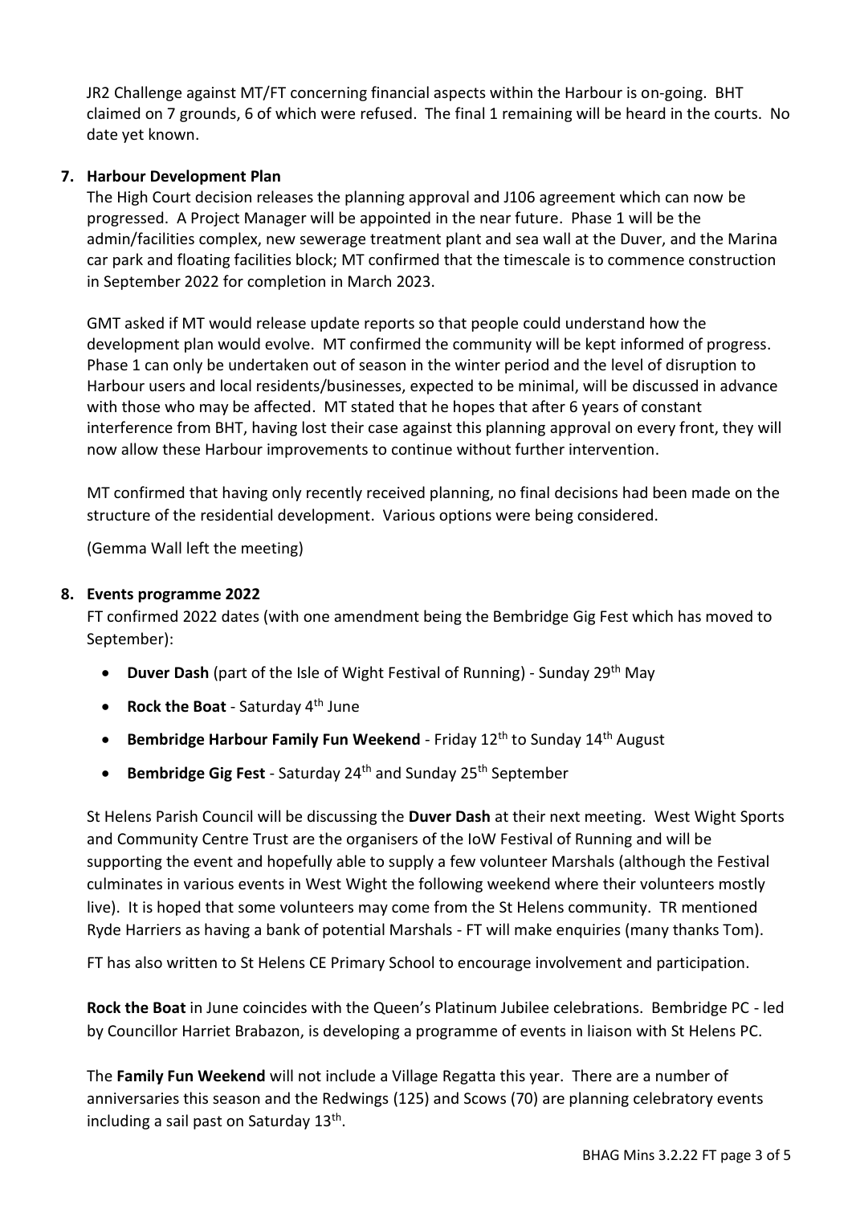JR2 Challenge against MT/FT concerning financial aspects within the Harbour is on-going. BHT claimed on 7 grounds, 6 of which were refused. The final 1 remaining will be heard in the courts. No date yet known.

**7. Harbour Development Plan**

The High Court decision releases the planning approval and J106 agreement which can now be progressed. A Project Manager will be appointed in the near future. Phase 1 will be the admin/facilities complex, new sewerage treatment plant and sea wall at the Duver, and the Marina car park and floating facilities block; MT confirmed that the timescale is to commence construction in September 2022 for completion in March 2023.

GMT asked if MT would release update reports so that people could understand how the development plan would evolve. MT confirmed the community will be kept informed of progress. Phase 1 can only be undertaken out of season in the winter period and the level of disruption to Harbour users and local residents/businesses, expected to be minimal, will be discussed in advance with those who may be affected. MT stated that he hopes that after 6 years of constant interference from BHT, having lost their case against this planning approval on every front, they will now allow these Harbour improvements to continue without further intervention.

MT confirmed that having only recently received planning, no final decisions had been made on the structure of the residential development. Various options were being considered.

(Gemma Wall left the meeting)

**8. Events programme 2022**

FT confirmed 2022 dates (with one amendment being the Bembridge Gig Fest which has moved to September):

- **Duver Dash** (part of the Isle of Wight Festival of Running) - Sunday 29th May
- **Rock the Boat** - Saturday 4th June
- **Bembridge Harbour Family Fun Weekend** - Friday 12th to Sunday 14th August
- **Bembridge Gig Fest** - Saturday 24th and Sunday 25th September

St Helens Parish Council will be discussing the **Duver Dash** at their next meeting. West Wight Sports and Community Centre Trust are the organisers of the IoW Festival of Running and will be supporting the event and hopefully able to supply a few volunteer Marshals (although the Festival culminates in various events in West Wight the following weekend where their volunteers mostly live). It is hoped that some volunteers may come from the St Helens community. TR mentioned Ryde Harriers as having a bank of potential Marshals - FT will make enquiries (many thanks Tom).

FT has also written to St Helens CE Primary School to encourage involvement and participation.

**Rock the Boat** in June coincides with the Queen's Platinum Jubilee celebrations. Bembridge PC - led by Councillor Harriet Brabazon, is developing a programme of events in liaison with St Helens PC.

The **Family Fun Weekend** will not include a Village Regatta this year. There are a number of anniversaries this season and the Redwings (125) and Scows (70) are planning celebratory events including a sail past on Saturday 13th.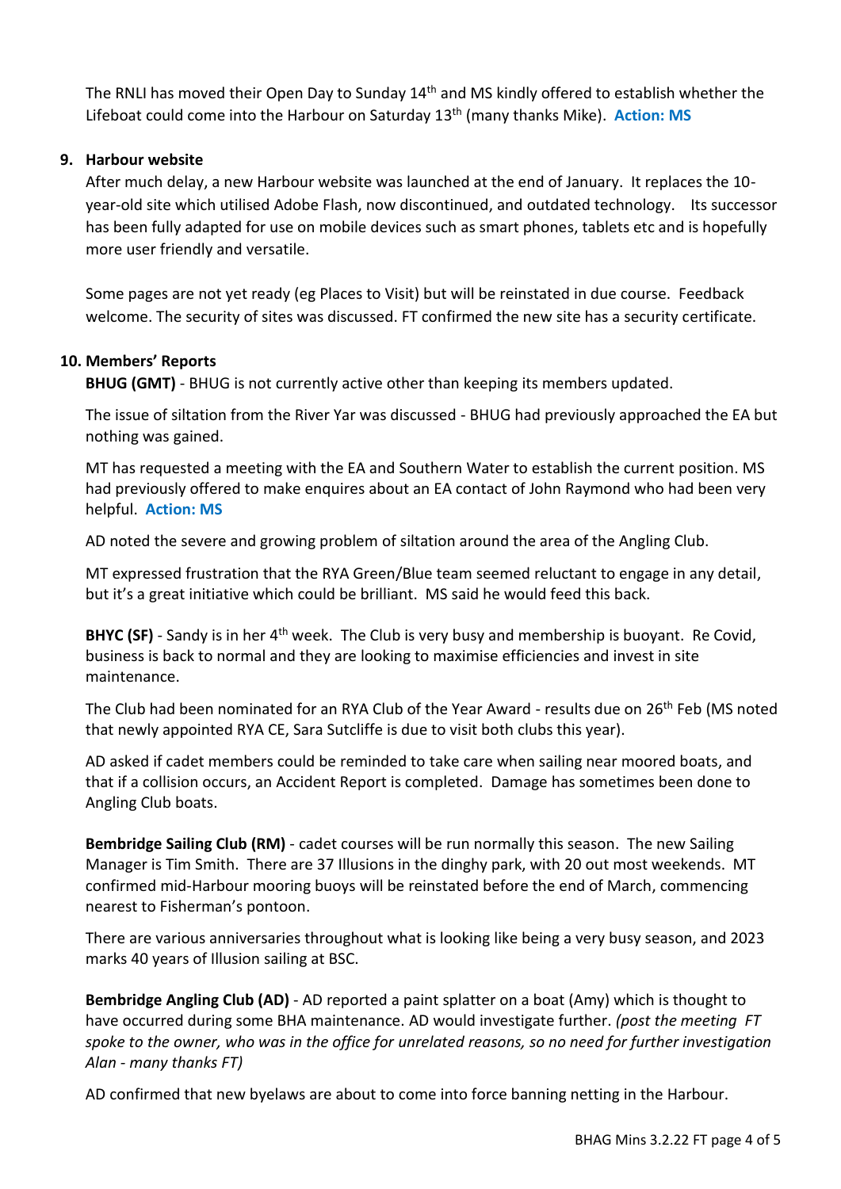The RNLI has moved their Open Day to Sunday 14th and MS kindly offered to establish whether the Lifeboat could come into the Harbour on Saturday 13th (many thanks Mike). **Action: MS**

**9. Harbour website**

After much delay, a new Harbour website was launched at the end of January. It replaces the 10-year-old site which utilised Adobe Flash, now discontinued, and outdated technology. Its successor has been fully adapted for use on mobile devices such as smart phones, tablets etc and is hopefully more user friendly and versatile.

Some pages are not yet ready (eg Places to Visit) but will be reinstated in due course. Feedback welcome. The security of sites was discussed. FT confirmed the new site has a security certificate.

**10. Members' Reports**

**BHUG (GMT)** - BHUG is not currently active other than keeping its members updated.

The issue of siltation from the River Yar was discussed - BHUG had previously approached the EA but nothing was gained.

MT has requested a meeting with the EA and Southern Water to establish the current position. MS had previously offered to make enquires about an EA contact of John Raymond who had been very helpful. **Action: MS**

AD noted the severe and growing problem of siltation around the area of the Angling Club.

MT expressed frustration that the RYA Green/Blue team seemed reluctant to engage in any detail, but it's a great initiative which could be brilliant. MS said he would feed this back.

**BHYC (SF)** - Sandy is in her 4th week. The Club is very busy and membership is buoyant. Re Covid, business is back to normal and they are looking to maximise efficiencies and invest in site maintenance.

The Club had been nominated for an RYA Club of the Year Award - results due on 26th Feb (MS noted that newly appointed RYA CE, Sara Sutcliffe is due to visit both clubs this year).

AD asked if cadet members could be reminded to take care when sailing near moored boats, and that if a collision occurs, an Accident Report is completed. Damage has sometimes been done to Angling Club boats.

**Bembridge Sailing Club (RM)** - cadet courses will be run normally this season. The new Sailing Manager is Tim Smith. There are 37 Illusions in the dinghy park, with 20 out most weekends. MT confirmed mid-Harbour mooring buoys will be reinstated before the end of March, commencing nearest to Fisherman's pontoon.

There are various anniversaries throughout what is looking like being a very busy season, and 2023 marks 40 years of Illusion sailing at BSC.

**Bembridge Angling Club (AD)** - AD reported a paint splatter on a boat (Amy) which is thought to have occurred during some BHA maintenance. AD would investigate further. *(post the meeting FT spoke to the owner, who was in the office for unrelated reasons, so no need for further investigation Alan - many thanks FT)*

AD confirmed that new byelaws are about to come into force banning netting in the Harbour.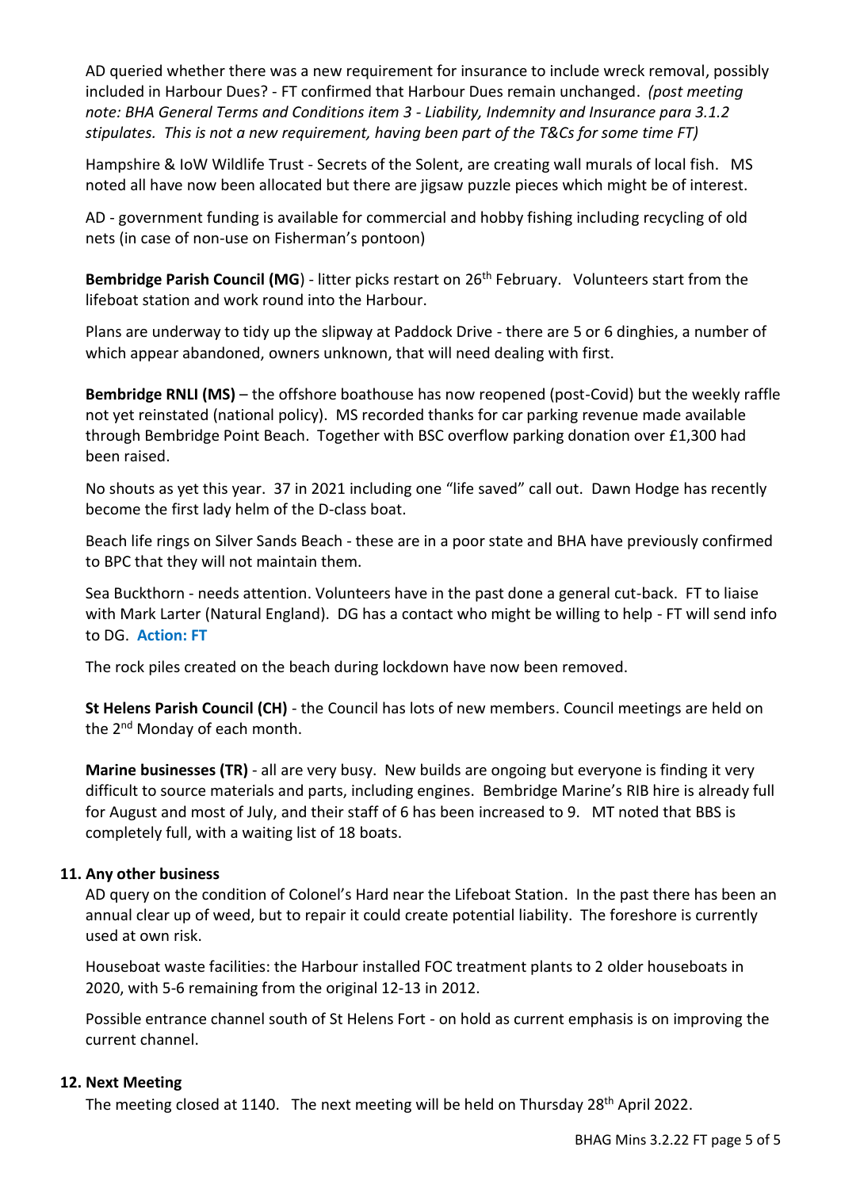AD queried whether there was a new requirement for insurance to include wreck removal, possibly included in Harbour Dues? - FT confirmed that Harbour Dues remain unchanged. *(post meeting note: BHA General Terms and Conditions item 3 - Liability, Indemnity and Insurance para 3.1.2 stipulates. This is not a new requirement, having been part of the T&Cs for some time FT)*

Hampshire & IoW Wildlife Trust - Secrets of the Solent, are creating wall murals of local fish. MS noted all have now been allocated but there are jigsaw puzzle pieces which might be of interest.

AD - government funding is available for commercial and hobby fishing including recycling of old nets (in case of non-use on Fisherman's pontoon)

**Bembridge Parish Council (MG)** - litter picks restart on 26th February. Volunteers start from the lifeboat station and work round into the Harbour.

Plans are underway to tidy up the slipway at Paddock Drive - there are 5 or 6 dinghies, a number of which appear abandoned, owners unknown, that will need dealing with first.

**Bembridge RNLI (MS)** – the offshore boathouse has now reopened (post-Covid) but the weekly raffle not yet reinstated (national policy). MS recorded thanks for car parking revenue made available through Bembridge Point Beach. Together with BSC overflow parking donation over £1,300 had been raised.

No shouts as yet this year. 37 in 2021 including one "life saved" call out. Dawn Hodge has recently become the first lady helm of the D-class boat.

Beach life rings on Silver Sands Beach - these are in a poor state and BHA have previously confirmed to BPC that they will not maintain them.

Sea Buckthorn - needs attention. Volunteers have in the past done a general cut-back. FT to liaise with Mark Larter (Natural England). DG has a contact who might be willing to help - FT will send info to DG. **Action: FT**

The rock piles created on the beach during lockdown have now been removed.

**St Helens Parish Council (CH)** - the Council has lots of new members. Council meetings are held on the 2nd Monday of each month.

**Marine businesses (TR)** - all are very busy. New builds are ongoing but everyone is finding it very difficult to source materials and parts, including engines. Bembridge Marine's RIB hire is already full for August and most of July, and their staff of 6 has been increased to 9. MT noted that BBS is completely full, with a waiting list of 18 boats.

## 11. Any other business

AD query on the condition of Colonel's Hard near the Lifeboat Station. In the past there has been an annual clear up of weed, but to repair it could create potential liability. The foreshore is currently used at own risk.

Houseboat waste facilities: the Harbour installed FOC treatment plants to 2 older houseboats in 2020, with 5-6 remaining from the original 12-13 in 2012.

Possible entrance channel south of St Helens Fort - on hold as current emphasis is on improving the current channel.

## 12. Next Meeting

The meeting closed at 1140. The next meeting will be held on Thursday 28th April 2022.